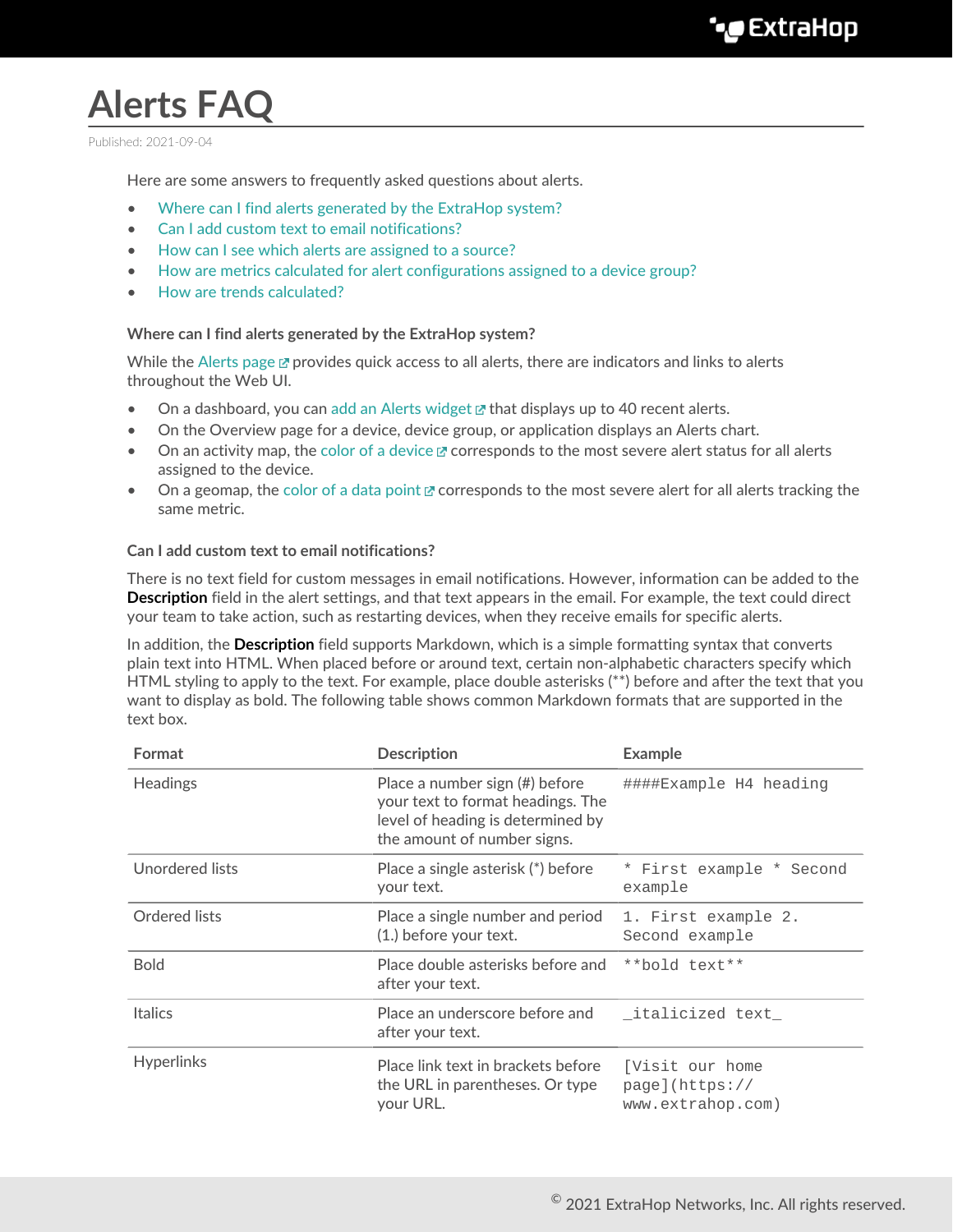# Alerts FAQ

Published: 2021-09-04

Here are some answers to frequently asked questions about alerts.

- Where can I find alerts generated by the ExtraHop system?
- Can I add custom text to email notifications?
- How can I see which alerts are assigned to a source?
- How are metrics calculated for alert configurations assigned to a device group?
- How are trends calculated?

### Where can I find alerts generated by the ExtraHop system?

While the Alerts page provides quick access to all alerts, there are indicators and links to alerts throughout the Web UI.

- On a dashboard, you can add an Alerts widget that displays up to 40 recent alerts.
- On the Overview page for a device, device group, or application displays an Alerts chart.
- On an activity map, the color of a device corresponds to the most severe alert status for all alerts assigned to the device.
- On a geomap, the color of a data point corresponds to the most severe alert for all alerts tracking the same metric.

### Can I add custom text to email notifications?

There is no text field for custom messages in email notifications. However, information can be added to the **Description** field in the alert settings, and that text appears in the email. For example, the text could direct your team to take action, such as restarting devices, when they receive emails for specific alerts.

In addition, the **Description** field supports Markdown, which is a simple formatting syntax that converts plain text into HTML. When placed before or around text, certain non-alphabetic characters specify which HTML styling to apply to the text. For example, place double asterisks (**) before and after the text that you want to display as bold. The following table shows common Markdown formats that are supported in the text box.

| Format | Description | Example |
| --- | --- | --- |
| Headings | Place a number sign (#) before your text to format headings. The level of heading is determined by the amount of number signs. | `####Example H4 heading` |
| Unordered lists | Place a single asterisk (*) before your text. | `* First example * Second example` |
| Ordered lists | Place a single number and period (1.) before your text. | `1. First example 2. Second example` |
| Bold | Place double asterisks before and after your text. | `**bold text**` |
| Italics | Place an underscore before and after your text. | `_italicized text_` |
| Hyperlinks | Place link text in brackets before the URL in parentheses. Or type your URL. | `[Visit our home page](https://www.extrahop.com)` |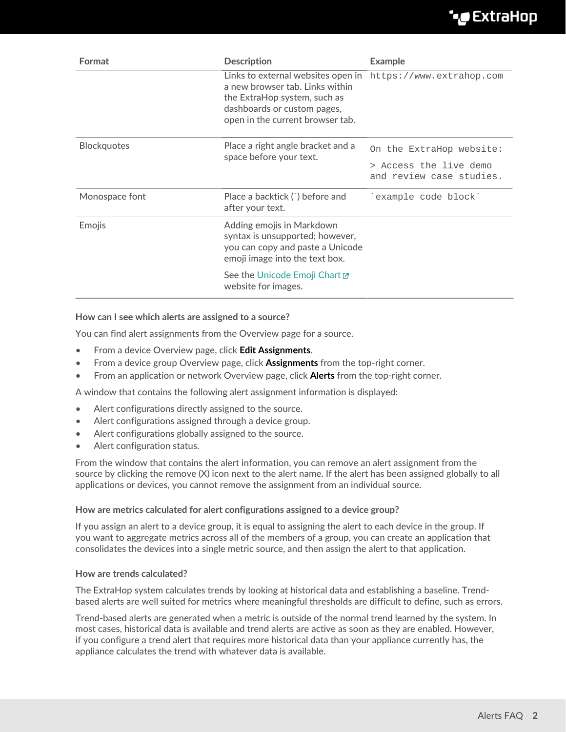| Format | Description | Example |
| --- | --- | --- |
| | Links to external websites open in a new browser tab. Links within the ExtraHop system, such as dashboards or custom pages, open in the current browser tab. | `https://www.extrahop.com` |
| Blockquotes | Place a right angle bracket and a space before your text. | `On the ExtraHop website:` `> Access the live demo and review case studies.` |
| Monospace font | Place a backtick (`) before and after your text. | `` `example code block` `` |
| Emojis | Adding emojis in Markdown syntax is unsupported; however, you can copy and paste a Unicode emoji image into the text box. See the Unicode Emoji Chart website for images. | |

**How can I see which alerts are assigned to a source?**

You can find alert assignments from the Overview page for a source.

- From a device Overview page, click **Edit Assignments**.
- From a device group Overview page, click **Assignments** from the top-right corner.
- From an application or network Overview page, click **Alerts** from the top-right corner.

A window that contains the following alert assignment information is displayed:

- Alert configurations directly assigned to the source.
- Alert configurations assigned through a device group.
- Alert configurations globally assigned to the source.
- Alert configuration status.

From the window that contains the alert information, you can remove an alert assignment from the source by clicking the remove (X) icon next to the alert name. If the alert has been assigned globally to all applications or devices, you cannot remove the assignment from an individual source.

**How are metrics calculated for alert configurations assigned to a device group?**

If you assign an alert to a device group, it is equal to assigning the alert to each device in the group. If you want to aggregate metrics across all of the members of a group, you can create an application that consolidates the devices into a single metric source, and then assign the alert to that application.

**How are trends calculated?**

The ExtraHop system calculates trends by looking at historical data and establishing a baseline. Trend-based alerts are well suited for metrics where meaningful thresholds are difficult to define, such as errors.

Trend-based alerts are generated when a metric is outside of the normal trend learned by the system. In most cases, historical data is available and trend alerts are active as soon as they are enabled. However, if you configure a trend alert that requires more historical data than your appliance currently has, the appliance calculates the trend with whatever data is available.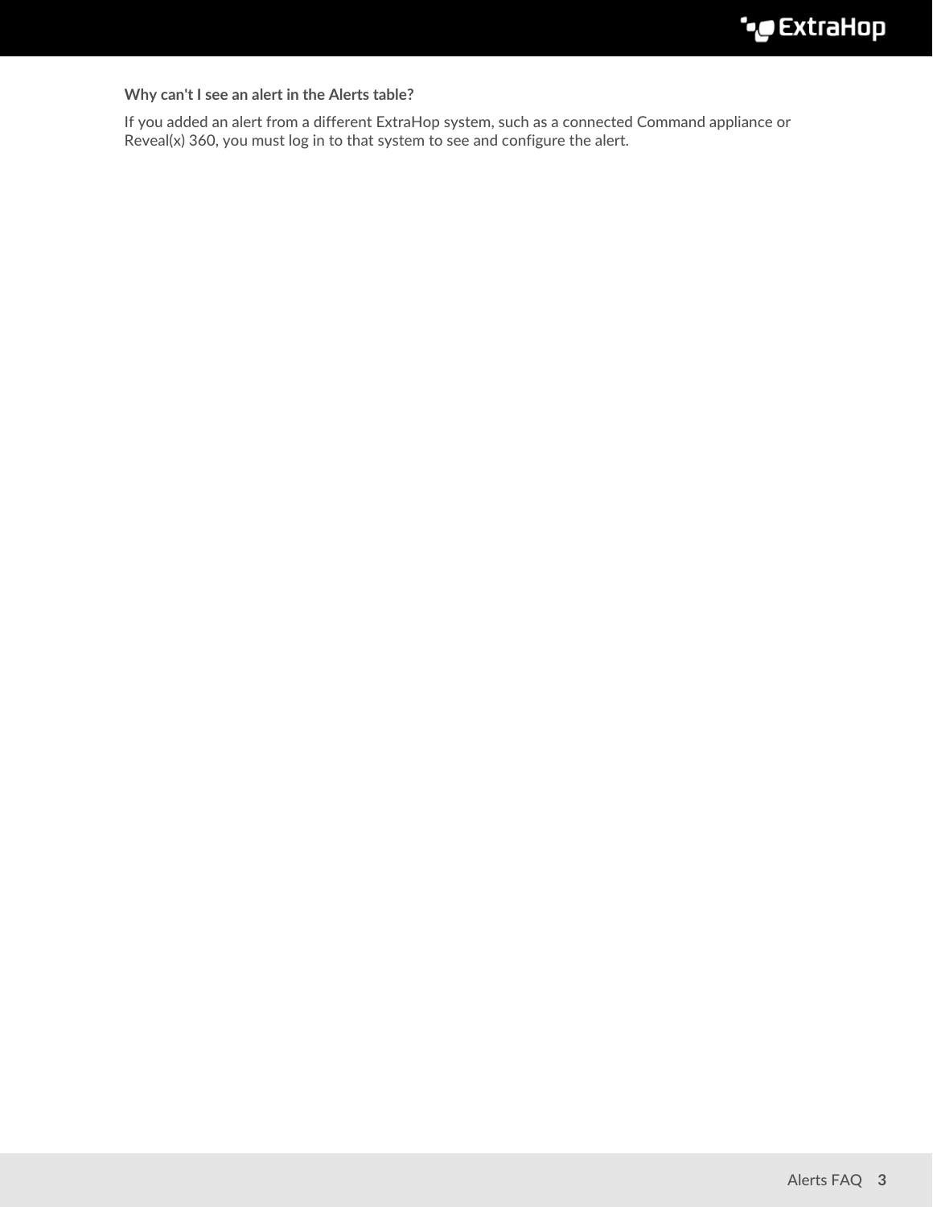**Why can't I see an alert in the Alerts table?**

If you added an alert from a different ExtraHop system, such as a connected Command appliance or Reveal(x) 360, you must log in to that system to see and configure the alert.